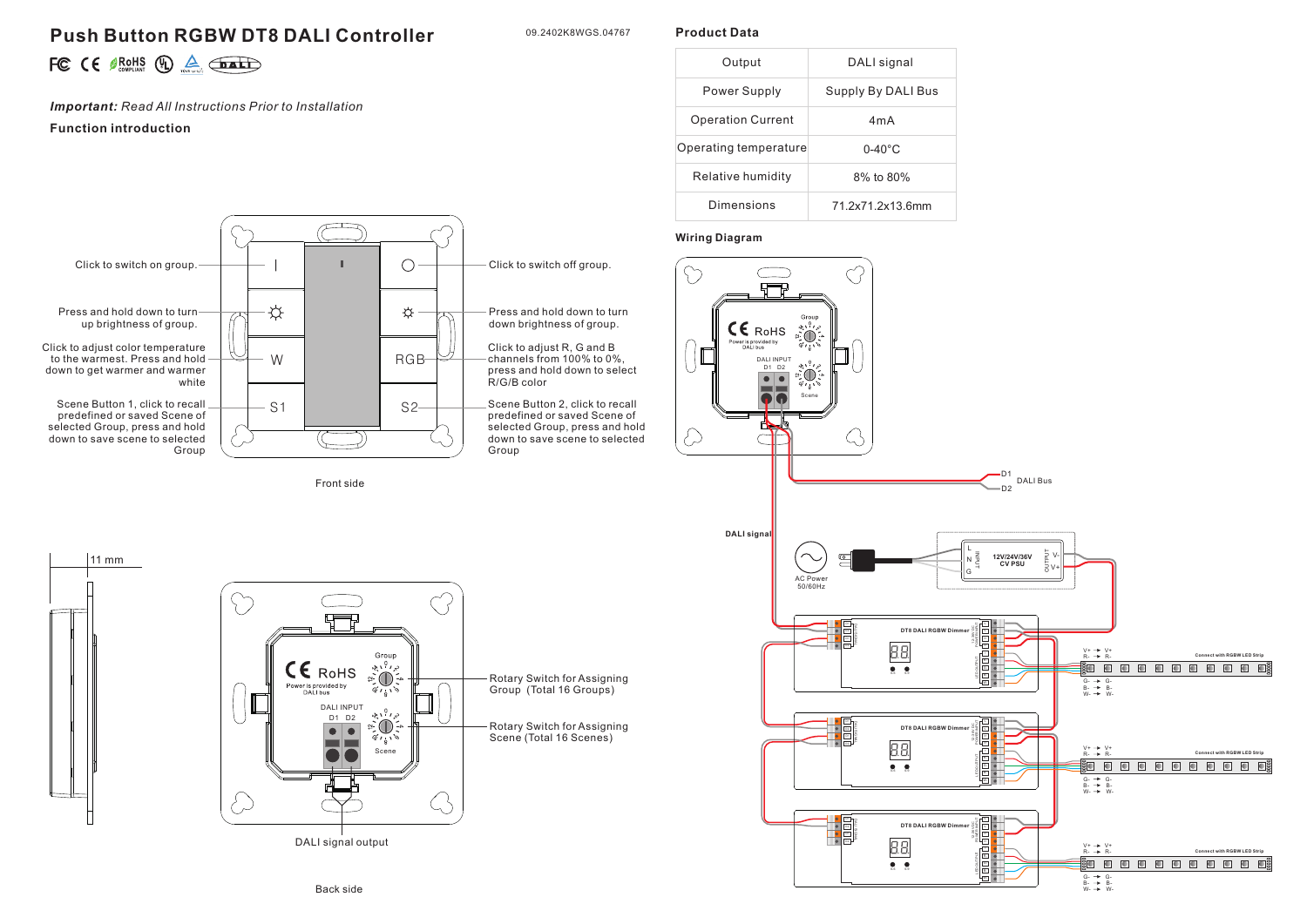# Push Button RGBW DT8 DALI Controller

09.2402K8WGS.04767

***Important:*** *Read All Instructions Prior to Installation*

**Function introduction**

- I: Click to switch on group.
- O: Click to switch off group.
- ☼ (left): Press and hold down to turn up brightness of group.
- ☼ (right): Press and hold down to turn down brightness of group.
- W: Click to adjust color temperature to the warmest. Press and hold down to get warmer and warmer white
- RGB: Click to adjust R, G and B channels from 100% to 0%, press and hold down to select R/G/B color
- S1: Scene Button 1, click to recall predefined or saved Scene of selected Group, press and hold down to save scene to selected Group
- S2: Scene Button 2, click to recall predefined or saved Scene of selected Group, press and hold down to save scene to selected Group

Front side

11 mm

- Rotary Switch for Assigning Group (Total 16 Groups)
- Rotary Switch for Assigning Scene (Total 16 Scenes)
- DALI signal output

Back side

## Product Data

| Output | DALI signal |
|---|---|
| Power Supply | Supply By DALI Bus |
| Operation Current | 4mA |
| Operating temperature | 0-40°C |
| Relative humidity | 8% to 80% |
| Dimensions | 71.2x71.2x13.6mm |

## Wiring Diagram

D1, D2 DALI Bus

DALI signal

AC Power 50/60Hz

12V/24V/36V CV PSU

DT8 DALI RGBW Dimmer

Connect with RGBW LED Strip

V+ → V+, R- → R-, G- → G-, B- → B-, W- → W-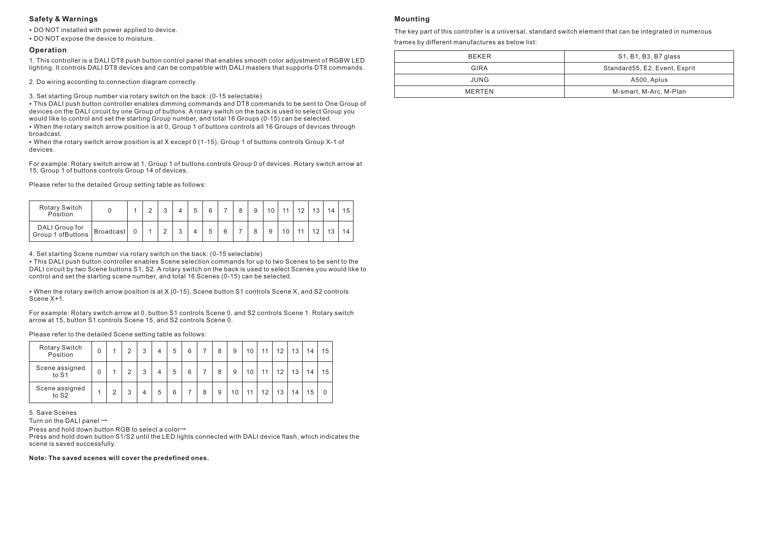### Safety & Warnings

- DO NOT installed with power applied to device.
- DO NOT expose the device to moisture.

### Operation

1. This controller is a DALI DT8 push button control panel that enables smooth color adjustment of RGBW LED lighting. It controls DALI DT8 devices and can be compatible with DALI masters that supports DT8 commands.

2. Do wiring according to connection diagram correctly.

3. Set starting Group number via rotary switch on the back: (0-15 selectable)

- This DALI push button controller enables dimming commands and DT8 commands to be sent to One Group of devices on the DALI circuit by one Group of buttons. A rotary switch on the back is used to select Group you would like to control and set the starting Group number, and total 16 Groups (0-15) can be selected.
- When the rotary switch arrow position is at 0, Group 1 of buttons controls all 16 Groups of devices through broadcast.
- When the rotary switch arrow position is at X except 0 (1-15), Group 1 of buttons controls Group X-1 of devices.

For example: Rotary switch arrow at 1, Group 1 of buttons controls Group 0 of devices. Rotary switch arrow at 15, Group 1 of buttons controls Group 14 of devices.

Please refer to the detailed Group setting table as follows:

| Rotary Switch Position | 0 | 1 | 2 | 3 | 4 | 5 | 6 | 7 | 8 | 9 | 10 | 11 | 12 | 13 | 14 | 15 |
|---|---|---|---|---|---|---|---|---|---|---|---|---|---|---|---|---|
| DALI Group for Group 1 ofButtons | Broadcast | 0 | 1 | 2 | 3 | 4 | 5 | 6 | 7 | 8 | 9 | 10 | 11 | 12 | 13 | 14 |

4. Set starting Scene number via rotary switch on the back: (0-15 selectable)

- This DALI push button controller enables Scene selection commands for up to two Scenes to be sent to the DALI circuit by two Scene buttons S1, S2. A rotary switch on the back is used to select Scenes you would like to control and set the starting scene number, and total 16 Scenes (0-15) can be selected.

- When the rotary switch arrow position is at X (0-15), Scene button S1 controls Scene X, and S2 controls Scene X+1.

For example: Rotary switch arrow at 0, button S1 controls Scene 0, and S2 controls Scene 1. Rotary switch arrow at 15, button S1 controls Scene 15, and S2 controls Scene 0.

Please refer to the detailed Scene setting table as follows:

| Rotary Switch Position | 0 | 1 | 2 | 3 | 4 | 5 | 6 | 7 | 8 | 9 | 10 | 11 | 12 | 13 | 14 | 15 |
|---|---|---|---|---|---|---|---|---|---|---|---|---|---|---|---|---|
| Scene assigned to S1 | 0 | 1 | 2 | 3 | 4 | 5 | 6 | 7 | 8 | 9 | 10 | 11 | 12 | 13 | 14 | 15 |
| Scene assigned to S2 | 1 | 2 | 3 | 4 | 5 | 6 | 7 | 8 | 9 | 10 | 11 | 12 | 13 | 14 | 15 | 0 |

5. Save Scenes

Turn on the DALI panel →

Press and hold down button RGB to select a color→

Press and hold down button S1/S2 until the LED lights connected with DALI device flash, which indicates the scene is saved successfully.

**Note: The saved scenes will cover the predefined ones.**

### Mounting

The key part of this controller is a universal, standard switch element that can be integrated in numerous frames by different manufactures as below list:

| | |
|---|---|
| BEKER | S1, B1, B3, B7 glass |
| GIRA | Standard55, E2, Event, Esprit |
| JUNG | A500, Aplus |
| MERTEN | M-smart, M-Arc, M-Plan |